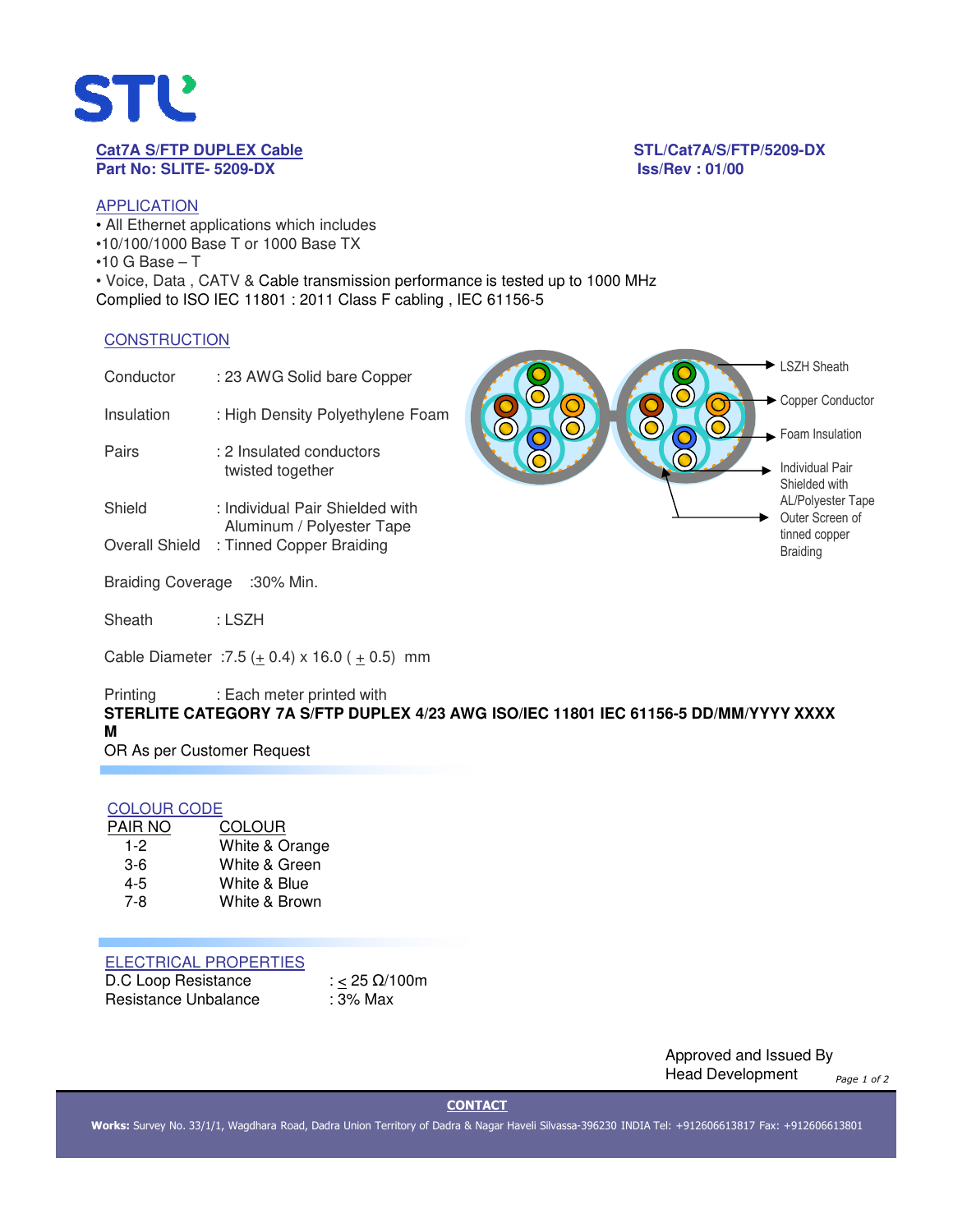**Cat7A S/FTP DUPLEX Cable**
**Part No: SLITE- 5209-DX**

**STL/Cat7A/S/FTP/5209-DX**
**Iss/Rev : 01/00**

## APPLICATION

- All Ethernet applications which includes
- 10/100/1000 Base T or 1000 Base TX
- 10 G Base – T
- Voice, Data , CATV & Cable transmission performance is tested up to 1000 MHz

Complied to ISO IEC 11801 : 2011 Class F cabling , IEC 61156-5

## CONSTRUCTION

| | |
|---|---|
| Conductor | : 23 AWG Solid bare Copper |
| Insulation | : High Density Polyethylene Foam |
| Pairs | : 2 Insulated conductors twisted together |
| Shield | : Individual Pair Shielded with Aluminum / Polyester Tape |
| Overall Shield | : Tinned Copper Braiding |
| Braiding Coverage | :30% Min. |
| Sheath | : LSZH |
| Cable Diameter | :7.5 (± 0.4) x 16.0 ( ± 0.5) mm |

LSZH Sheath
Copper Conductor
Foam Insulation
Individual Pair Shielded with AL/Polyester Tape
Outer Screen of tinned copper Braiding

Printing : Each meter printed with
**STERLITE CATEGORY 7A S/FTP DUPLEX 4/23 AWG ISO/IEC 11801 IEC 61156-5 DD/MM/YYYY XXXX M**
OR As per Customer Request

## COLOUR CODE

| PAIR NO | COLOUR |
|---|---|
| 1-2 | White & Orange |
| 3-6 | White & Green |
| 4-5 | White & Blue |
| 7-8 | White & Brown |

## ELECTRICAL PROPERTIES

| | |
|---|---|
| D.C Loop Resistance | : ≤ 25 Ω/100m |
| Resistance Unbalance | : 3% Max |

Approved and Issued By
Head Development

**CONTACT**

**Works:** Survey No. 33/1/1, Wagdhara Road, Dadra Union Territory of Dadra & Nagar Haveli Silvassa-396230 INDIA Tel: +912606613817 Fax: +912606613801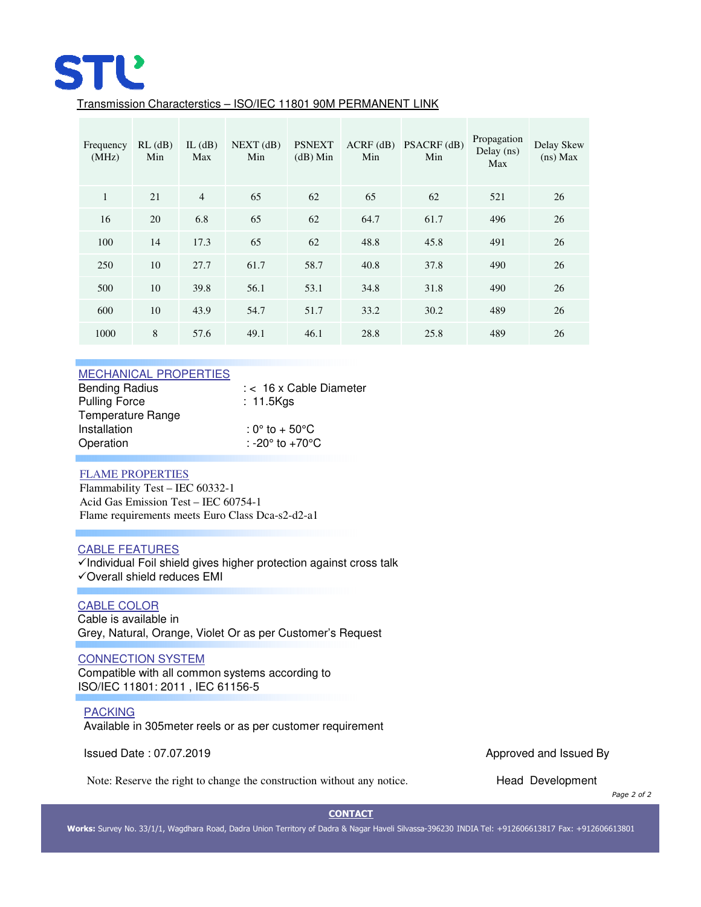STL

## Transmission Characterstics – ISO/IEC 11801 90M PERMANENT LINK

| Frequency (MHz) | RL (dB) Min | IL (dB) Max | NEXT (dB) Min | PSNEXT (dB) Min | ACRF (dB) Min | PSACRF (dB) Min | Propagation Delay (ns) Max | Delay Skew (ns) Max |
|---|---|---|---|---|---|---|---|---|
| 1 | 21 | 4 | 65 | 62 | 65 | 62 | 521 | 26 |
| 16 | 20 | 6.8 | 65 | 62 | 64.7 | 61.7 | 496 | 26 |
| 100 | 14 | 17.3 | 65 | 62 | 48.8 | 45.8 | 491 | 26 |
| 250 | 10 | 27.7 | 61.7 | 58.7 | 40.8 | 37.8 | 490 | 26 |
| 500 | 10 | 39.8 | 56.1 | 53.1 | 34.8 | 31.8 | 490 | 26 |
| 600 | 10 | 43.9 | 54.7 | 51.7 | 33.2 | 30.2 | 489 | 26 |
| 1000 | 8 | 57.6 | 49.1 | 46.1 | 28.8 | 25.8 | 489 | 26 |

### MECHANICAL PROPERTIES

Bending Radius : < 16 x Cable Diameter
Pulling Force : 11.5Kgs
Temperature Range
Installation : 0° to + 50°C
Operation : -20° to +70°C

### FLAME PROPERTIES

Flammability Test – IEC 60332-1
Acid Gas Emission Test – IEC 60754-1
Flame requirements meets Euro Class Dca-s2-d2-a1

### CABLE FEATURES

✓Individual Foil shield gives higher protection against cross talk
✓Overall shield reduces EMI

### CABLE COLOR

Cable is available in
Grey, Natural, Orange, Violet Or as per Customer's Request

### CONNECTION SYSTEM

Compatible with all common systems according to
ISO/IEC 11801: 2011 , IEC 61156-5

### PACKING

Available in 305meter reels or as per customer requirement

Issued Date : 07.07.2019

Approved and Issued By

Head Development

Note: Reserve the right to change the construction without any notice.

**CONTACT**

**Works:** Survey No. 33/1/1, Wagdhara Road, Dadra Union Territory of Dadra & Nagar Haveli Silvassa-396230 INDIA Tel: +912606613817 Fax: +912606613801